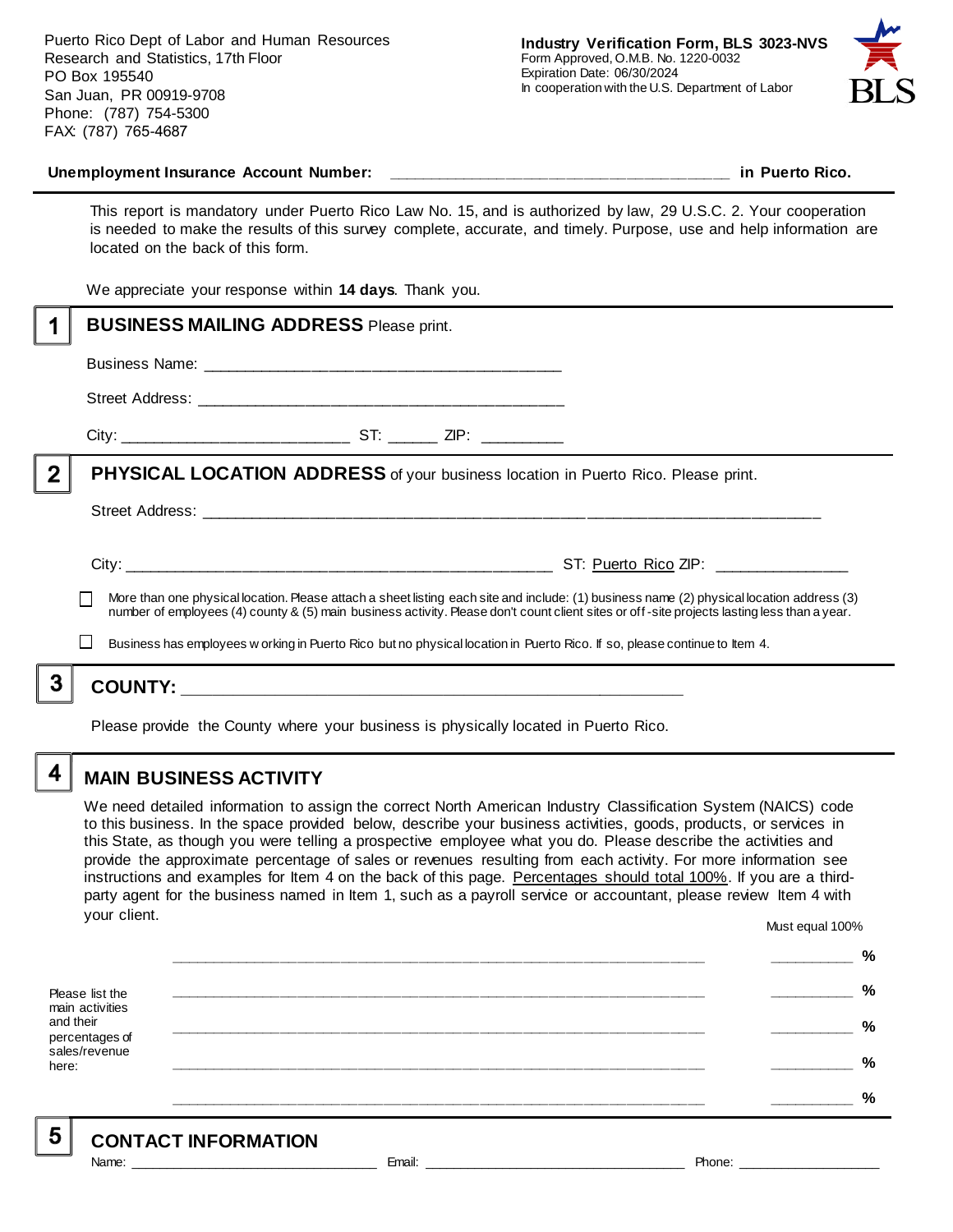Puerto Rico Dept of Labor and Human Resources
Research and Statistics, 17th Floor
PO Box 195540
San Juan, PR 00919-9708
Phone: (787) 754-5300
FAX: (787) 765-4687

**Industry Verification Form, BLS 3023-NVS**
Form Approved, O.M.B. No. 1220-0032
Expiration Date: 06/30/2024
In cooperation with the U.S. Department of Labor

BLS

**Unemployment Insurance Account Number:** ______________________________________ **in Puerto Rico.**

This report is mandatory under Puerto Rico Law No. 15, and is authorized by law, 29 U.S.C. 2. Your cooperation is needed to make the results of this survey complete, accurate, and timely. Purpose, use and help information are located on the back of this form.

We appreciate your response within **14 days**. Thank you.

## 1 BUSINESS MAILING ADDRESS Please print.

Business Name: ________________________________________

Street Address: ________________________________________

City: _________________________ ST: ______ ZIP: _________

## 2 PHYSICAL LOCATION ADDRESS of your business location in Puerto Rico. Please print.

Street Address: ______________________________________________________________________

City: _______________________________________________ ST: Puerto Rico ZIP: ______________

☐ More than one physical location. Please attach a sheet listing each site and include: (1) business name (2) physical location address (3) number of employees (4) county & (5) main business activity. Please don't count client sites or off-site projects lasting less than a year.

☐ Business has employees working in Puerto Rico but no physical location in Puerto Rico. If so, please continue to Item 4.

## 3 COUNTY: _______________________________________________________

Please provide the County where your business is physically located in Puerto Rico.

## 4 MAIN BUSINESS ACTIVITY

We need detailed information to assign the correct North American Industry Classification System (NAICS) code to this business. In the space provided below, describe your business activities, goods, products, or services in this State, as though you were telling a prospective employee what you do. Please describe the activities and provide the approximate percentage of sales or revenues resulting from each activity. For more information see instructions and examples for Item 4 on the back of this page. Percentages should total 100%. If you are a third-party agent for the business named in Item 1, such as a payroll service or accountant, please review Item 4 with your client.

Must equal 100%

Please list the main activities and their percentages of sales/revenue here:

____________________________________________________________ __________ %

____________________________________________________________ __________ %

____________________________________________________________ __________ %

____________________________________________________________ __________ %

____________________________________________________________ __________ %

## 5 CONTACT INFORMATION

Name: ______________________________ Email: ________________________________ Phone: __________________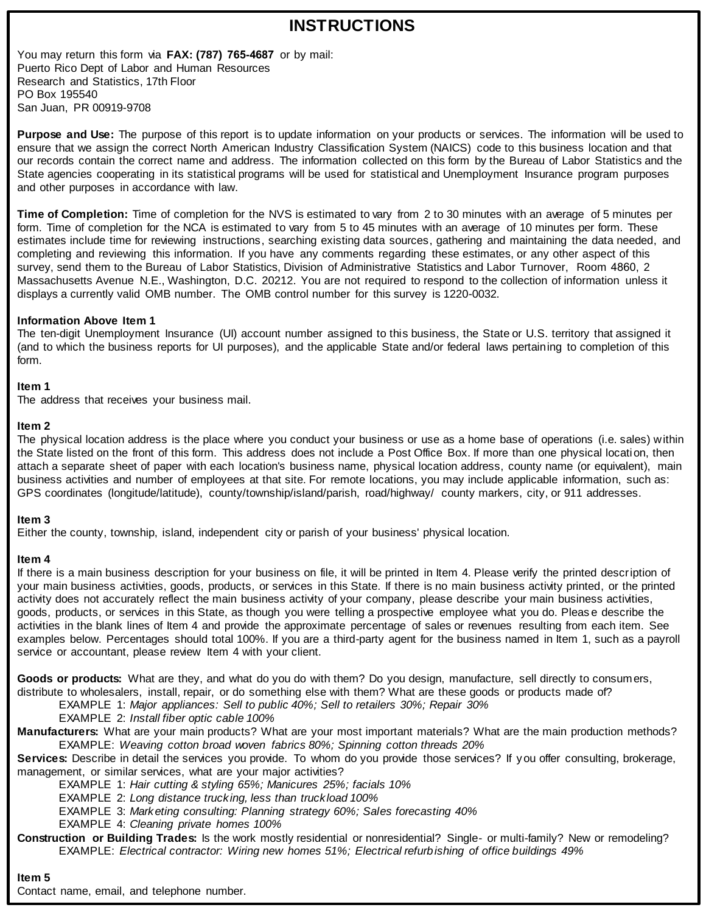# INSTRUCTIONS

You may return this form via **FAX: (787) 765-4687** or by mail:
Puerto Rico Dept of Labor and Human Resources
Research and Statistics, 17th Floor
PO Box 195540
San Juan, PR 00919-9708

**Purpose and Use:** The purpose of this report is to update information on your products or services. The information will be used to ensure that we assign the correct North American Industry Classification System (NAICS) code to this business location and that our records contain the correct name and address. The information collected on this form by the Bureau of Labor Statistics and the State agencies cooperating in its statistical programs will be used for statistical and Unemployment Insurance program purposes and other purposes in accordance with law.

**Time of Completion:** Time of completion for the NVS is estimated to vary from 2 to 30 minutes with an average of 5 minutes per form. Time of completion for the NCA is estimated to vary from 5 to 45 minutes with an average of 10 minutes per form. These estimates include time for reviewing instructions, searching existing data sources, gathering and maintaining the data needed, and completing and reviewing this information. If you have any comments regarding these estimates, or any other aspect of this survey, send them to the Bureau of Labor Statistics, Division of Administrative Statistics and Labor Turnover, Room 4860, 2 Massachusetts Avenue N.E., Washington, D.C. 20212. You are not required to respond to the collection of information unless it displays a currently valid OMB number. The OMB control number for this survey is 1220-0032.

**Information Above Item 1**
The ten-digit Unemployment Insurance (UI) account number assigned to this business, the State or U.S. territory that assigned it (and to which the business reports for UI purposes), and the applicable State and/or federal laws pertaining to completion of this form.

**Item 1**
The address that receives your business mail.

**Item 2**
The physical location address is the place where you conduct your business or use as a home base of operations (i.e. sales) within the State listed on the front of this form. This address does not include a Post Office Box. If more than one physical location, then attach a separate sheet of paper with each location's business name, physical location address, county name (or equivalent), main business activities and number of employees at that site. For remote locations, you may include applicable information, such as: GPS coordinates (longitude/latitude), county/township/island/parish, road/highway/ county markers, city, or 911 addresses.

**Item 3**
Either the county, township, island, independent city or parish of your business' physical location.

**Item 4**
If there is a main business description for your business on file, it will be printed in Item 4. Please verify the printed description of your main business activities, goods, products, or services in this State. If there is no main business activity printed, or the printed activity does not accurately reflect the main business activity of your company, please describe your main business activities, goods, products, or services in this State, as though you were telling a prospective employee what you do. Please describe the activities in the blank lines of Item 4 and provide the approximate percentage of sales or revenues resulting from each item. See examples below. Percentages should total 100%. If you are a third-party agent for the business named in Item 1, such as a payroll service or accountant, please review Item 4 with your client.

**Goods or products:** What are they, and what do you do with them? Do you design, manufacture, sell directly to consumers, distribute to wholesalers, install, repair, or do something else with them? What are these goods or products made of?
- EXAMPLE 1: *Major appliances: Sell to public 40%; Sell to retailers 30%; Repair 30%*
- EXAMPLE 2: *Install fiber optic cable 100%*

**Manufacturers:** What are your main products? What are your most important materials? What are the main production methods?
- EXAMPLE: *Weaving cotton broad woven fabrics 80%; Spinning cotton threads 20%*

**Services:** Describe in detail the services you provide. To whom do you provide those services? If you offer consulting, brokerage, management, or similar services, what are your major activities?
- EXAMPLE 1: *Hair cutting & styling 65%; Manicures 25%; facials 10%*
- EXAMPLE 2: *Long distance trucking, less than truckload 100%*
- EXAMPLE 3: *Marketing consulting: Planning strategy 60%; Sales forecasting 40%*
- EXAMPLE 4: *Cleaning private homes 100%*

**Construction or Building Trades:** Is the work mostly residential or nonresidential? Single- or multi-family? New or remodeling?
- EXAMPLE: *Electrical contractor: Wiring new homes 51%; Electrical refurbishing of office buildings 49%*

**Item 5**
Contact name, email, and telephone number.